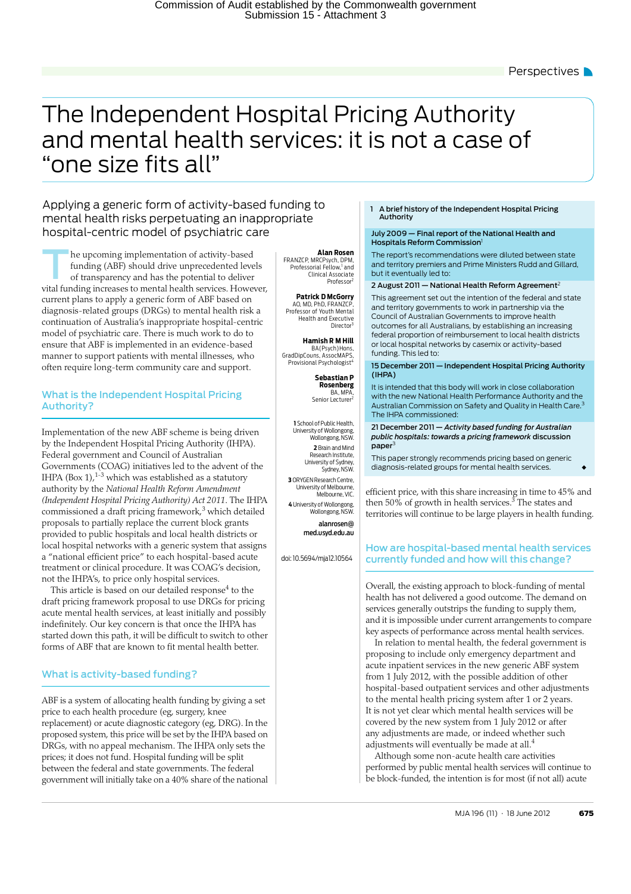Commission of Audit established by the Commonwealth government
Submission 15 - Attachment 3

Perspectives

# The Independent Hospital Pricing Authority and mental health services: it is not a case of "one size fits all"

## Applying a generic form of activity-based funding to mental health risks perpetuating an inappropriate hospital-centric model of psychiatric care

**Alan Rosen**
FRANZCP, MRCPsych, DPM, Professorial Fellow,[1] and Clinical Associate Professor[2]

**Patrick D McGorry**
AO, MD, PhD, FRANZCP, Professor of Youth Mental Health and Executive Director[3]

**Hamish R M Hill**
BA(Psych)Hons, GradDipCouns, AssocMAPS, Provisional Psychologist[4]

**Sebastian P Rosenberg**
BA, MPA, Senior Lecturer[2]

1 School of Public Health, University of Wollongong, Wollongong, NSW.
2 Brain and Mind Research Institute, University of Sydney, Sydney, NSW.
3 ORYGEN Research Centre, University of Melbourne, Melbourne, VIC.
4 University of Wollongong, Wollongong, NSW.

alanrosen@med.usyd.edu.au

doi: 10.5694/mja12.10564

The upcoming implementation of activity-based funding (ABF) should drive unprecedented levels of transparency and has the potential to deliver vital funding increases to mental health services. However, current plans to apply a generic form of ABF based on diagnosis-related groups (DRGs) to mental health risk a continuation of Australia's inappropriate hospital-centric model of psychiatric care. There is much work to do to ensure that ABF is implemented in an evidence-based manner to support patients with mental illnesses, who often require long-term community care and support.

### What is the Independent Hospital Pricing Authority?

Implementation of the new ABF scheme is being driven by the Independent Hospital Pricing Authority (IHPA). Federal government and Council of Australian Governments (COAG) initiatives led to the advent of the IHPA (Box 1),[1-3] which was established as a statutory authority by the *National Health Reform Amendment (Independent Hospital Pricing Authority) Act 2011*. The IHPA commissioned a draft pricing framework,[3] which detailed proposals to partially replace the current block grants provided to public hospitals and local health districts or local hospital networks with a generic system that assigns a "national efficient price" to each hospital-based acute treatment or clinical procedure. It was COAG's decision, not the IHPA's, to price only hospital services.

This article is based on our detailed response[4] to the draft pricing framework proposal to use DRGs for pricing acute mental health services, at least initially and possibly indefinitely. Our key concern is that once the IHPA has started down this path, it will be difficult to switch to other forms of ABF that are known to fit mental health better.

### What is activity-based funding?

ABF is a system of allocating health funding by giving a set price to each health procedure (eg, surgery, knee replacement) or acute diagnostic category (eg, DRG). In the proposed system, this price will be set by the IHPA based on DRGs, with no appeal mechanism. The IHPA only sets the prices; it does not fund. Hospital funding will be split between the federal and state governments. The federal government will initially take on a 40% share of the national efficient price, with this share increasing in time to 45% and then 50% of growth in health services.[3] The states and territories will continue to be large players in health funding.

> **1 A brief history of the Independent Hospital Pricing Authority**
>
> **July 2009 — Final report of the National Health and Hospitals Reform Commission**[1]
>
> The report's recommendations were diluted between state and territory premiers and Prime Ministers Rudd and Gillard, but it eventually led to:
>
> **2 August 2011 — National Health Reform Agreement**[2]
>
> This agreement set out the intention of the federal and state and territory governments to work in partnership via the Council of Australian Governments to improve health outcomes for all Australians, by establishing an increasing federal proportion of reimbursement to local health districts or local hospital networks by casemix or activity-based funding. This led to:
>
> **15 December 2011 — Independent Hospital Pricing Authority (IHPA)**
>
> It is intended that this body will work in close collaboration with the new National Health Performance Authority and the Australian Commission on Safety and Quality in Health Care.[3] The IHPA commissioned:
>
> **21 December 2011 — *Activity based funding for Australian public hospitals: towards a pricing framework* discussion paper**[3]
>
> This paper strongly recommends pricing based on generic diagnosis-related groups for mental health services. ◆

### How are hospital-based mental health services currently funded and how will this change?

Overall, the existing approach to block-funding of mental health has not delivered a good outcome. The demand on services generally outstrips the funding to supply them, and it is impossible under current arrangements to compare key aspects of performance across mental health services.

In relation to mental health, the federal government is proposing to include only emergency department and acute inpatient services in the new generic ABF system from 1 July 2012, with the possible addition of other hospital-based outpatient services and other adjustments to the mental health pricing system after 1 or 2 years. It is not yet clear which mental health services will be covered by the new system from 1 July 2012 or after any adjustments are made, or indeed whether such adjustments will eventually be made at all.[4]

Although some non-acute health care activities performed by public mental health services will continue to be block-funded, the intention is for most (if not all) acute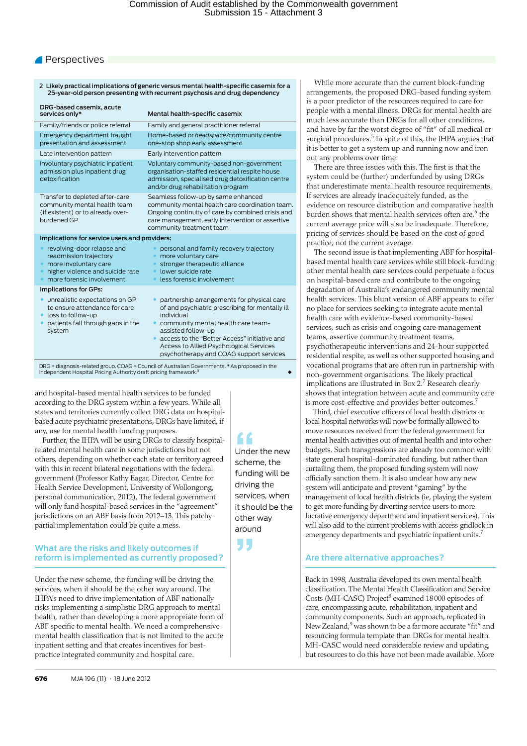## Perspectives

**2 Likely practical implications of generic versus mental health-specific casemix for a 25-year-old person presenting with recurrent psychosis and drug dependency**

| DRG-based casemix, acute services only* | Mental health-specific casemix |
|---|---|
| Family/friends or police referral | Family and general practitioner referral |
| Emergency department fraught presentation and assessment | Home-based or *headspace*/community centre one-stop shop early assessment |
| Late intervention pattern | Early intervention pattern |
| Involuntary psychiatric inpatient admission plus inpatient drug detoxification | Voluntary community-based non-government organisation-staffed residential respite house admission, specialised drug detoxification centre and/or drug rehabilitation program |
| Transfer to depleted after-care community mental health team (if existent) or to already over-burdened GP | Seamless follow-up by same enhanced community mental health care coordination team. Ongoing continuity of care by combined crisis and care management, early intervention or assertive community treatment team |
| **Implications for service users and providers:** | |
| • revolving-door relapse and readmission trajectory<br>• more involuntary care<br>• higher violence and suicide rate<br>• more forensic involvement | • personal and family recovery trajectory<br>• more voluntary care<br>• stronger therapeutic alliance<br>• lower suicide rate<br>• less forensic involvement |
| **Implications for GPs:** | |
| • unrealistic expectations on GP to ensure attendance for care<br>• loss to follow-up<br>• patients fall through gaps in the system | • partnership arrangements for physical care of and psychiatric prescribing for mentally ill individual<br>• community mental health care team-assisted follow-up<br>• access to the "Better Access" initiative and Access to Allied Psychological Services psychotherapy and COAG support services |

DRG = diagnosis-related group. COAG = Council of Australian Governments. * As proposed in the Independent Hospital Pricing Authority draft pricing framework.[3] ◆

and hospital-based mental health services to be funded according to the DRG system within a few years. While all states and territories currently collect DRG data on hospital-based acute psychiatric presentations, DRGs have limited, if any, use for mental health funding purposes.

Further, the IHPA will be using DRGs to classify hospital-related mental health care in some jurisdictions but not others, depending on whether each state or territory agreed with this in recent bilateral negotiations with the federal government (Professor Kathy Eagar, Director, Centre for Health Service Development, University of Wollongong, personal communication, 2012). The federal government will only fund hospital-based services in the "agreement" jurisdictions on an ABF basis from 2012–13. This patchy partial implementation could be quite a mess.

### What are the risks and likely outcomes if reform is implemented as currently proposed?

Under the new scheme, the funding will be driving the services, when it should be the other way around. The IHPA's need to drive implementation of ABF nationally risks implementing a simplistic DRG approach to mental health, rather than developing a more appropriate form of ABF specific to mental health. We need a comprehensive mental health classification that is not limited to the acute inpatient setting and that creates incentives for best-practice integrated community and hospital care.

> "Under the new scheme, the funding will be driving the services, when it should be the other way around"

While more accurate than the current block-funding arrangements, the proposed DRG-based funding system is a poor predictor of the resources required to care for people with a mental illness. DRGs for mental health are much less accurate than DRGs for all other conditions, and have by far the worst degree of "fit" of all medical or surgical procedures.[5] In spite of this, the IHPA argues that it is better to get a system up and running now and iron out any problems over time.

There are three issues with this. The first is that the system could be (further) underfunded by using DRGs that underestimate mental health resource requirements. If services are already inadequately funded, as the evidence on resource distribution and comparative health burden shows that mental health services often are,[6] the current average price will also be inadequate. Therefore, pricing of services should be based on the cost of good practice, not the current average.

The second issue is that implementing ABF for hospital-based mental health care services while still block-funding other mental health care services could perpetuate a focus on hospital-based care and contribute to the ongoing degradation of Australia's endangered community mental health services. This blunt version of ABF appears to offer no place for services seeking to integrate acute mental health care with evidence-based community-based services, such as crisis and ongoing care management teams, assertive community treatment teams, psychotherapeutic interventions and 24-hour supported residential respite, as well as other supported housing and vocational programs that are often run in partnership with non-government organisations. The likely practical implications are illustrated in Box 2.[7] Research clearly shows that integration between acute and community care is more cost-effective and provides better outcomes.[7]

Third, chief executive officers of local health districts or local hospital networks will now be formally allowed to move resources received from the federal government for mental health activities out of mental health and into other budgets. Such transgressions are already too common with state general hospital-dominated funding, but rather than curtailing them, the proposed funding system will now officially sanction them. It is also unclear how any new system will anticipate and prevent "gaming" by the management of local health districts (ie, playing the system to get more funding by diverting service users to more lucrative emergency department and inpatient services). This will also add to the current problems with access gridlock in emergency departments and psychiatric inpatient units.[7]

### Are there alternative approaches?

Back in 1998, Australia developed its own mental health classification. The Mental Health Classification and Service Costs (MH-CASC) Project[8] examined 18 000 episodes of care, encompassing acute, rehabilitation, inpatient and community components. Such an approach, replicated in New Zealand,[9] was shown to be a far more accurate "fit" and resourcing formula template than DRGs for mental health. MH-CASC would need considerable review and updating, but resources to do this have not been made available. More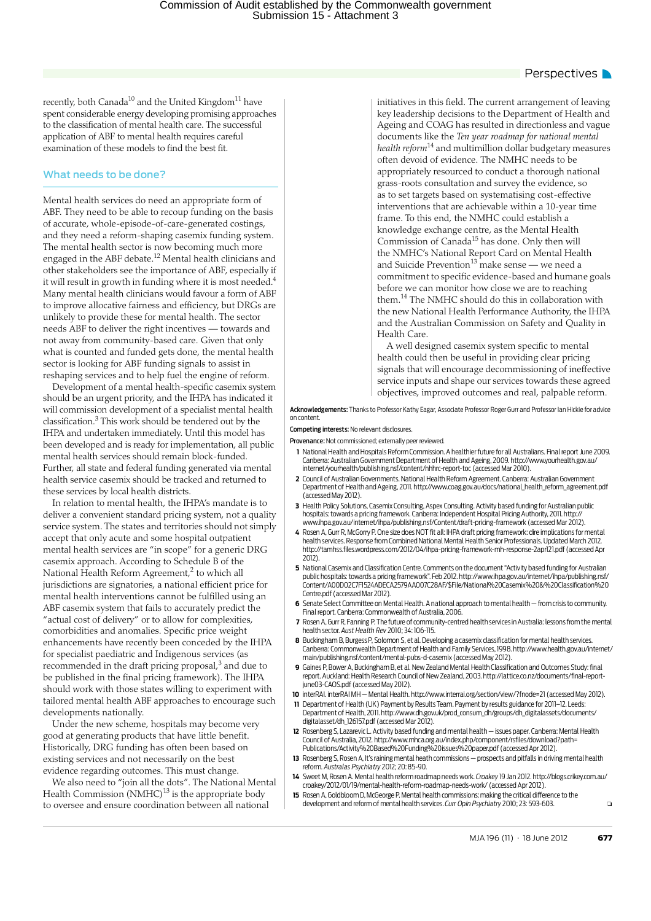recently, both Canada[10] and the United Kingdom[11] have spent considerable energy developing promising approaches to the classification of mental health care. The successful application of ABF to mental health requires careful examination of these models to find the best fit.

## What needs to be done?

Mental health services do need an appropriate form of ABF. They need to be able to recoup funding on the basis of accurate, whole-episode-of-care-generated costings, and they need a reform-shaping casemix funding system. The mental health sector is now becoming much more engaged in the ABF debate.[12] Mental health clinicians and other stakeholders see the importance of ABF, especially if it will result in growth in funding where it is most needed.[4] Many mental health clinicians would favour a form of ABF to improve allocative fairness and efficiency, but DRGs are unlikely to provide these for mental health. The sector needs ABF to deliver the right incentives — towards and not away from community-based care. Given that only what is counted and funded gets done, the mental health sector is looking for ABF funding signals to assist in reshaping services and to help fuel the engine of reform.

Development of a mental health-specific casemix system should be an urgent priority, and the IHPA has indicated it will commission development of a specialist mental health classification.[3] This work should be tendered out by the IHPA and undertaken immediately. Until this model has been developed and is ready for implementation, all public mental health services should remain block-funded. Further, all state and federal funding generated via mental health service casemix should be tracked and returned to these services by local health districts.

In relation to mental health, the IHPA's mandate is to deliver a convenient standard pricing system, not a quality service system. The states and territories should not simply accept that only acute and some hospital outpatient mental health services are "in scope" for a generic DRG casemix approach. According to Schedule B of the National Health Reform Agreement,[2] to which all jurisdictions are signatories, a national efficient price for mental health interventions cannot be fulfilled using an ABF casemix system that fails to accurately predict the "actual cost of delivery" or to allow for complexities, comorbidities and anomalies. Specific price weight enhancements have recently been conceded by the IHPA for specialist paediatric and Indigenous services (as recommended in the draft pricing proposal,[3] and due to be published in the final pricing framework). The IHPA should work with those states willing to experiment with tailored mental health ABF approaches to encourage such developments nationally.

Under the new scheme, hospitals may become very good at generating products that have little benefit. Historically, DRG funding has often been based on existing services and not necessarily on the best evidence regarding outcomes. This must change.

We also need to "join all the dots". The National Mental Health Commission (NMHC)[13] is the appropriate body to oversee and ensure coordination between all national initiatives in this field. The current arrangement of leaving key leadership decisions to the Department of Health and Ageing and COAG has resulted in directionless and vague documents like the *Ten year roadmap for national mental health reform*[14] and multimillion dollar budgetary measures often devoid of evidence. The NMHC needs to be appropriately resourced to conduct a thorough national grass-roots consultation and survey the evidence, so as to set targets based on systematising cost-effective interventions that are achievable within a 10-year time frame. To this end, the NMHC could establish a knowledge exchange centre, as the Mental Health Commission of Canada[15] has done. Only then will the NMHC's National Report Card on Mental Health and Suicide Prevention[13] make sense — we need a commitment to specific evidence-based and humane goals before we can monitor how close we are to reaching them.[14] The NMHC should do this in collaboration with the new National Health Performance Authority, the IHPA and the Australian Commission on Safety and Quality in Health Care.

A well designed casemix system specific to mental health could then be useful in providing clear pricing signals that will encourage decommissioning of ineffective service inputs and shape our services towards these agreed objectives, improved outcomes and real, palpable reform.

**Acknowledgements:** Thanks to Professor Kathy Eagar, Associate Professor Roger Gurr and Professor Ian Hickie for advice on content.

**Competing interests:** No relevant disclosures.

**Provenance:** Not commissioned; externally peer reviewed.

1. National Health and Hospitals Reform Commission. A healthier future for all Australians. Final report June 2009. Canberra: Australian Government Department of Health and Ageing, 2009. http://www.yourhealth.gov.au/internet/yourhealth/publishing.nsf/content/nhhrc-report-toc (accessed Mar 2010).
2. Council of Australian Governments. National Health Reform Agreement. Canberra: Australian Government Department of Health and Ageing, 2011. http://www.coag.gov.au/docs/national_health_reform_agreement.pdf (accessed May 2012).
3. Health Policy Solutions, Casemix Consulting, Aspex Consulting. Activity based funding for Australian public hospitals: towards a pricing framework. Canberra: Independent Hospital Pricing Authority, 2011. http://www.ihpa.gov.au/internet/ihpa/publishing.nsf/Content/draft-pricing-framework (accessed Mar 2012).
4. Rosen A, Gurr R, McGorry P. One size does NOT fit all: IHPA draft pricing framework: dire implications for mental health services. Response from Combined National Mental Health Senior Professionals. Updated March 2012. http://tamhss.files.wordpress.com/2012/04/ihpa-pricing-framework-mh-response-2apr121.pdf (accessed Apr 2012).
5. National Casemix and Classification Centre. Comments on the document "Activity based funding for Australian public hospitals: towards a pricing framework". Feb 2012. http://www.ihpa.gov.au/internet/ihpa/publishing.nsf/Content/A00D02C7F1524ADECA2579AA007C28AF/$File/National%20Casemix%20&%20Classification%20Centre.pdf (accessed Mar 2012).
6. Senate Select Committee on Mental Health. A national approach to mental health — from crisis to community. Final report. Canberra: Commonwealth of Australia, 2006.
7. Rosen A, Gurr R, Fanning P. The future of community-centred health services in Australia: lessons from the mental health sector. *Aust Health Rev* 2010; 34: 106-115.
8. Buckingham B, Burgess P, Solomon S, et al. Developing a casemix classification for mental health services. Canberra: Commonwealth Department of Health and Family Services, 1998. http://www.health.gov.au/internet/main/publishing.nsf/content/mental-pubs-d-casemix (accessed May 2012).
9. Gaines P, Bower A, Buckingham B, et al. New Zealand Mental Health Classification and Outcomes Study: final report. Auckland: Health Research Council of New Zealand, 2003. http://lattice.co.nz/documents/final-report-june03-CAOS.pdf (accessed May 2012).
10. interRAI. interRAI MH — Mental Health. http://www.interrai.org/section/view/?fnode=21 (accessed May 2012).
11. Department of Health (UK) Payment by Results Team. Payment by results guidance for 2011–12. Leeds: Department of Health, 2011. http://www.dh.gov.uk/prod_consum_dh/groups/dh_digitalassets/documents/digitalasset/dh_126157.pdf (accessed Mar 2012).
12. Rosenberg S, Lazarevic L. Activity based funding and mental health — issues paper. Canberra: Mental Health Council of Australia, 2012. http://www.mhca.org.au/index.php/component/rsfiles/download?path=Publications/Activity%20Based%20Funding%20issues%20paper.pdf (accessed Apr 2012).
13. Rosenberg S, Rosen A. It's raining mental health commissions — prospects and pitfalls in driving mental health reform. *Australas Psychiatry* 2012; 20: 85-90.
14. Sweet M, Rosen A. Mental health reform roadmap needs work. *Croakey* 19 Jan 2012. http://blogs.crikey.com.au/croakey/2012/01/19/mental-health-reform-roadmap-needs-work/ (accessed Apr 2012).
15. Rosen A, Goldbloom D, McGeorge P. Mental health commissions: making the critical difference to the development and reform of mental health services. *Curr Opin Psychiatry* 2010; 23: 593-603.